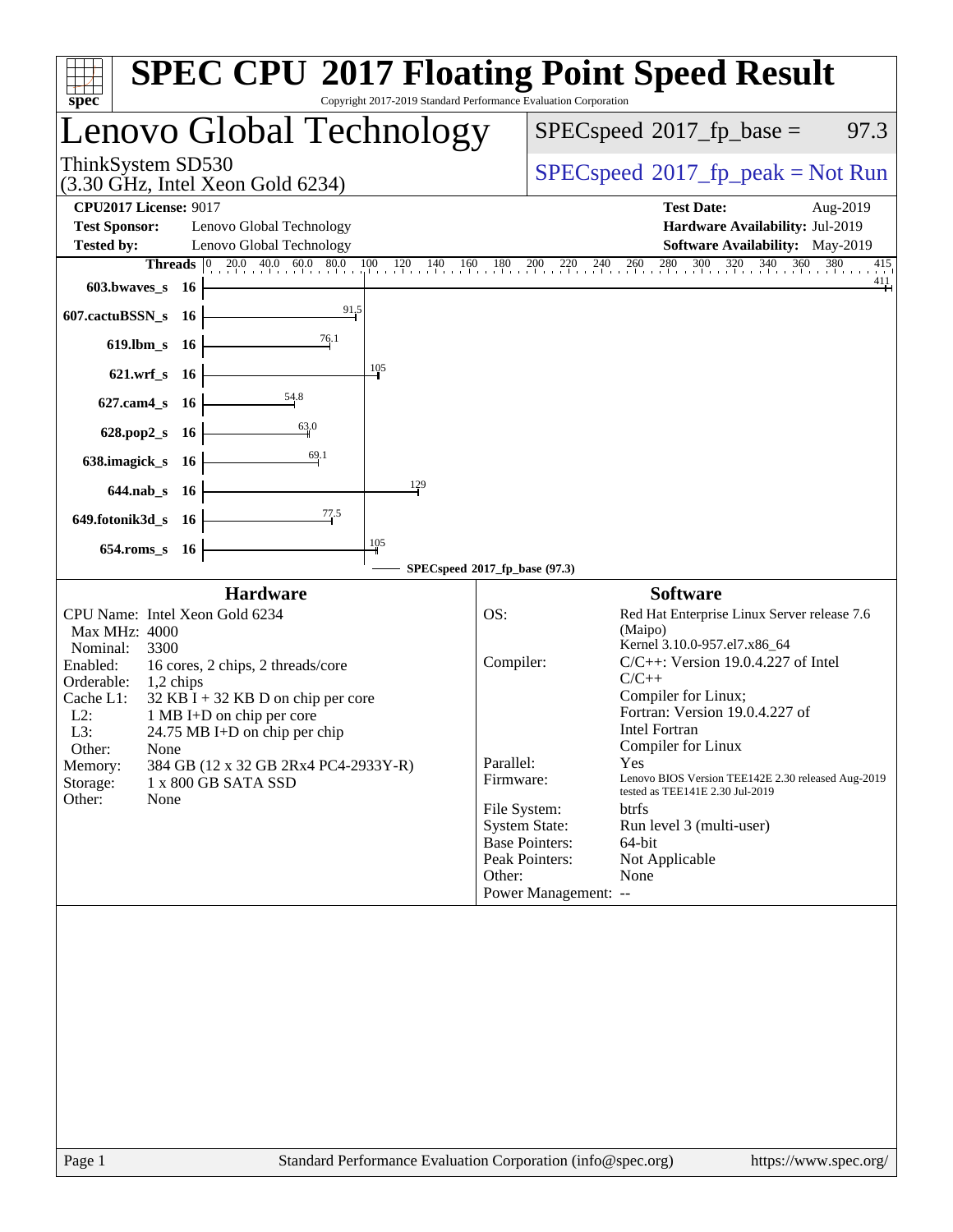# SPEC CPU 2017 Floating Point Speed Result

Copyright 2017-2019 Standard Performance Evaluation Corporation

## Lenovo Global Technology

ThinkSystem SD530
(3.30 GHz, Intel Xeon Gold 6234)

SPECspeed 2017_fp_base = 97.3

SPECspeed 2017_fp_peak = Not Run

**CPU2017 License:** 9017
**Test Sponsor:** Lenovo Global Technology
**Tested by:** Lenovo Global Technology
**Test Date:** Aug-2019
**Hardware Availability:** Jul-2019
**Software Availability:** May-2019

| Benchmark | Threads | Base Ratio |
|---|---|---|
| 603.bwaves_s | 16 | 411 |
| 607.cactuBSSN_s | 16 | 91.5 |
| 619.lbm_s | 16 | 76.1 |
| 621.wrf_s | 16 | 105 |
| 627.cam4_s | 16 | 54.8 |
| 628.pop2_s | 16 | 63.0 |
| 638.imagick_s | 16 | 69.1 |
| 644.nab_s | 16 | 129 |
| 649.fotonik3d_s | 16 | 77.5 |
| 654.roms_s | 16 | 105 |

SPECspeed 2017_fp_base (97.3)

### Hardware

- CPU Name: Intel Xeon Gold 6234
- Max MHz: 4000
- Nominal: 3300
- Enabled: 16 cores, 2 chips, 2 threads/core
- Orderable: 1,2 chips
- Cache L1: 32 KB I + 32 KB D on chip per core
- L2: 1 MB I+D on chip per core
- L3: 24.75 MB I+D on chip per chip
- Other: None
- Memory: 384 GB (12 x 32 GB 2Rx4 PC4-2933Y-R)
- Storage: 1 x 800 GB SATA SSD
- Other: None

### Software

- OS: Red Hat Enterprise Linux Server release 7.6 (Maipo) Kernel 3.10.0-957.el7.x86_64
- Compiler: C/C++: Version 19.0.4.227 of Intel C/C++ Compiler for Linux; Fortran: Version 19.0.4.227 of Intel Fortran Compiler for Linux
- Parallel: Yes
- Firmware: Lenovo BIOS Version TEE142E 2.30 released Aug-2019 tested as TEE141E 2.30 Jul-2019
- File System: btrfs
- System State: Run level 3 (multi-user)
- Base Pointers: 64-bit
- Peak Pointers: Not Applicable
- Other: None
- Power Management: --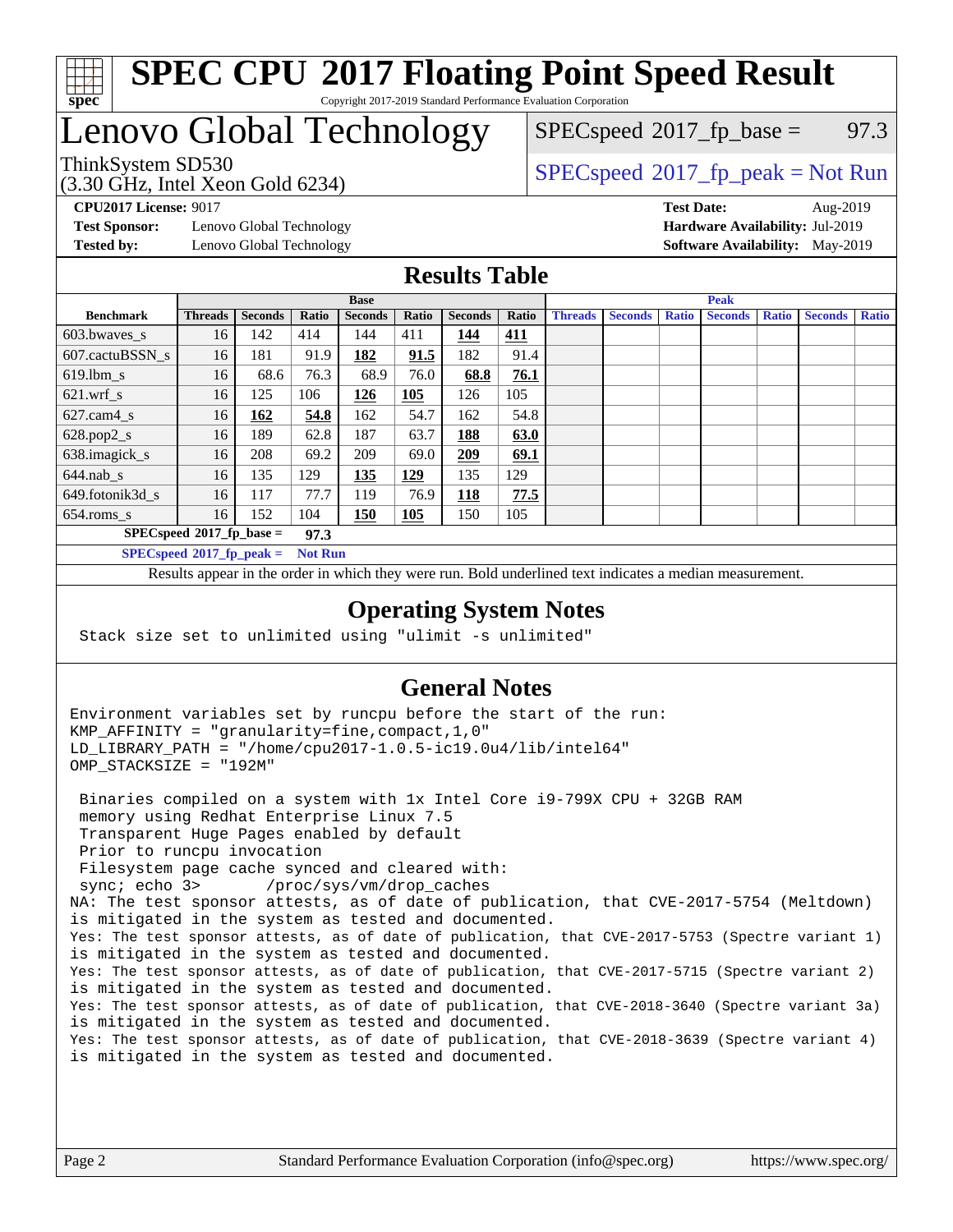# SPEC CPU 2017 Floating Point Speed Result

Copyright 2017-2019 Standard Performance Evaluation Corporation

# Lenovo Global Technology

ThinkSystem SD530
(3.30 GHz, Intel Xeon Gold 6234)

SPECspeed 2017_fp_base = 97.3

SPECspeed 2017_fp_peak = Not Run

**CPU2017 License:** 9017
**Test Sponsor:** Lenovo Global Technology
**Tested by:** Lenovo Global Technology

**Test Date:** Aug-2019
**Hardware Availability:** Jul-2019
**Software Availability:** May-2019

## Results Table

| Benchmark | Base | | | | | | | Peak | | | | | | |
|---|---|---|---|---|---|---|---|---|---|---|---|---|---|---|
| | Threads | Seconds | Ratio | Seconds | Ratio | Seconds | Ratio | Threads | Seconds | Ratio | Seconds | Ratio | Seconds | Ratio |
| 603.bwaves_s | 16 | 142 | 414 | 144 | 411 | **144** | **411** | | | | | | | |
| 607.cactuBSSN_s | 16 | 181 | 91.9 | **182** | **91.5** | 182 | 91.4 | | | | | | | |
| 619.lbm_s | 16 | 68.6 | 76.3 | 68.9 | 76.0 | **68.8** | **76.1** | | | | | | | |
| 621.wrf_s | 16 | 125 | 106 | **126** | **105** | 126 | 105 | | | | | | | |
| 627.cam4_s | 16 | **162** | **54.8** | 162 | 54.7 | 162 | 54.8 | | | | | | | |
| 628.pop2_s | 16 | 189 | 62.8 | 187 | 63.7 | **188** | **63.0** | | | | | | | |
| 638.imagick_s | 16 | 208 | 69.2 | 209 | 69.0 | **209** | **69.1** | | | | | | | |
| 644.nab_s | 16 | 135 | 129 | **135** | **129** | 135 | 129 | | | | | | | |
| 649.fotonik3d_s | 16 | 117 | 77.7 | 119 | 76.9 | **118** | **77.5** | | | | | | | |
| 654.roms_s | 16 | 152 | 104 | **150** | **105** | 150 | 105 | | | | | | | |

**SPECspeed 2017_fp_base = 97.3**

**SPECspeed 2017_fp_peak = Not Run**

Results appear in the order in which they were run. Bold underlined text indicates a median measurement.

## Operating System Notes

```
Stack size set to unlimited using "ulimit -s unlimited"
```

## General Notes

```
Environment variables set by runcpu before the start of the run:
KMP_AFFINITY = "granularity=fine,compact,1,0"
LD_LIBRARY_PATH = "/home/cpu2017-1.0.5-ic19.0u4/lib/intel64"
OMP_STACKSIZE = "192M"

 Binaries compiled on a system with 1x Intel Core i9-799X CPU + 32GB RAM
 memory using Redhat Enterprise Linux 7.5
 Transparent Huge Pages enabled by default
 Prior to runcpu invocation
 Filesystem page cache synced and cleared with:
 sync; echo 3>       /proc/sys/vm/drop_caches
NA: The test sponsor attests, as of date of publication, that CVE-2017-5754 (Meltdown)
is mitigated in the system as tested and documented.
Yes: The test sponsor attests, as of date of publication, that CVE-2017-5753 (Spectre variant 1)
is mitigated in the system as tested and documented.
Yes: The test sponsor attests, as of date of publication, that CVE-2017-5715 (Spectre variant 2)
is mitigated in the system as tested and documented.
Yes: The test sponsor attests, as of date of publication, that CVE-2018-3640 (Spectre variant 3a)
is mitigated in the system as tested and documented.
Yes: The test sponsor attests, as of date of publication, that CVE-2018-3639 (Spectre variant 4)
is mitigated in the system as tested and documented.
```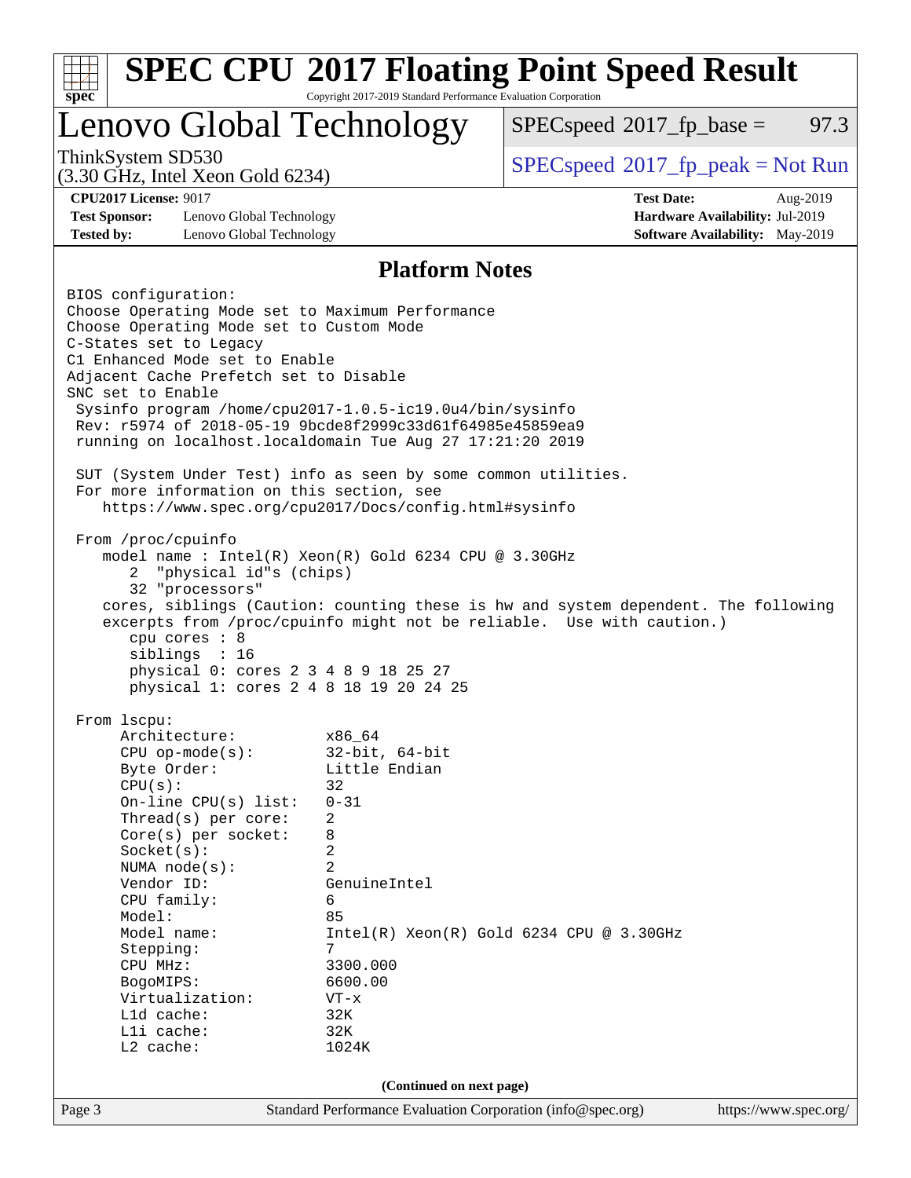# SPEC CPU 2017 Floating Point Speed Result

Copyright 2017-2019 Standard Performance Evaluation Corporation

## Lenovo Global Technology

ThinkSystem SD530
(3.30 GHz, Intel Xeon Gold 6234)

SPECspeed 2017_fp_base = 97.3

SPECspeed 2017_fp_peak = Not Run

**CPU2017 License:** 9017
**Test Sponsor:** Lenovo Global Technology
**Tested by:** Lenovo Global Technology

**Test Date:** Aug-2019
**Hardware Availability:** Jul-2019
**Software Availability:** May-2019

## Platform Notes

```
BIOS configuration:
Choose Operating Mode set to Maximum Performance
Choose Operating Mode set to Custom Mode
C-States set to Legacy
C1 Enhanced Mode set to Enable
Adjacent Cache Prefetch set to Disable
SNC set to Enable
 Sysinfo program /home/cpu2017-1.0.5-ic19.0u4/bin/sysinfo
 Rev: r5974 of 2018-05-19 9bcde8f2999c33d61f64985e45859ea9
 running on localhost.localdomain Tue Aug 27 17:21:20 2019

 SUT (System Under Test) info as seen by some common utilities.
 For more information on this section, see
    https://www.spec.org/cpu2017/Docs/config.html#sysinfo

 From /proc/cpuinfo
    model name : Intel(R) Xeon(R) Gold 6234 CPU @ 3.30GHz
       2  "physical id"s (chips)
       32 "processors"
    cores, siblings (Caution: counting these is hw and system dependent. The following
    excerpts from /proc/cpuinfo might not be reliable.  Use with caution.)
       cpu cores : 8
       siblings  : 16
       physical 0: cores 2 3 4 8 9 18 25 27
       physical 1: cores 2 4 8 18 19 20 24 25

 From lscpu:
      Architecture:          x86_64
      CPU op-mode(s):        32-bit, 64-bit
      Byte Order:            Little Endian
      CPU(s):                32
      On-line CPU(s) list:   0-31
      Thread(s) per core:    2
      Core(s) per socket:    8
      Socket(s):             2
      NUMA node(s):          2
      Vendor ID:             GenuineIntel
      CPU family:            6
      Model:                 85
      Model name:            Intel(R) Xeon(R) Gold 6234 CPU @ 3.30GHz
      Stepping:              7
      CPU MHz:               3300.000
      BogoMIPS:              6600.00
      Virtualization:        VT-x
      L1d cache:             32K
      L1i cache:             32K
      L2 cache:              1024K
```

(Continued on next page)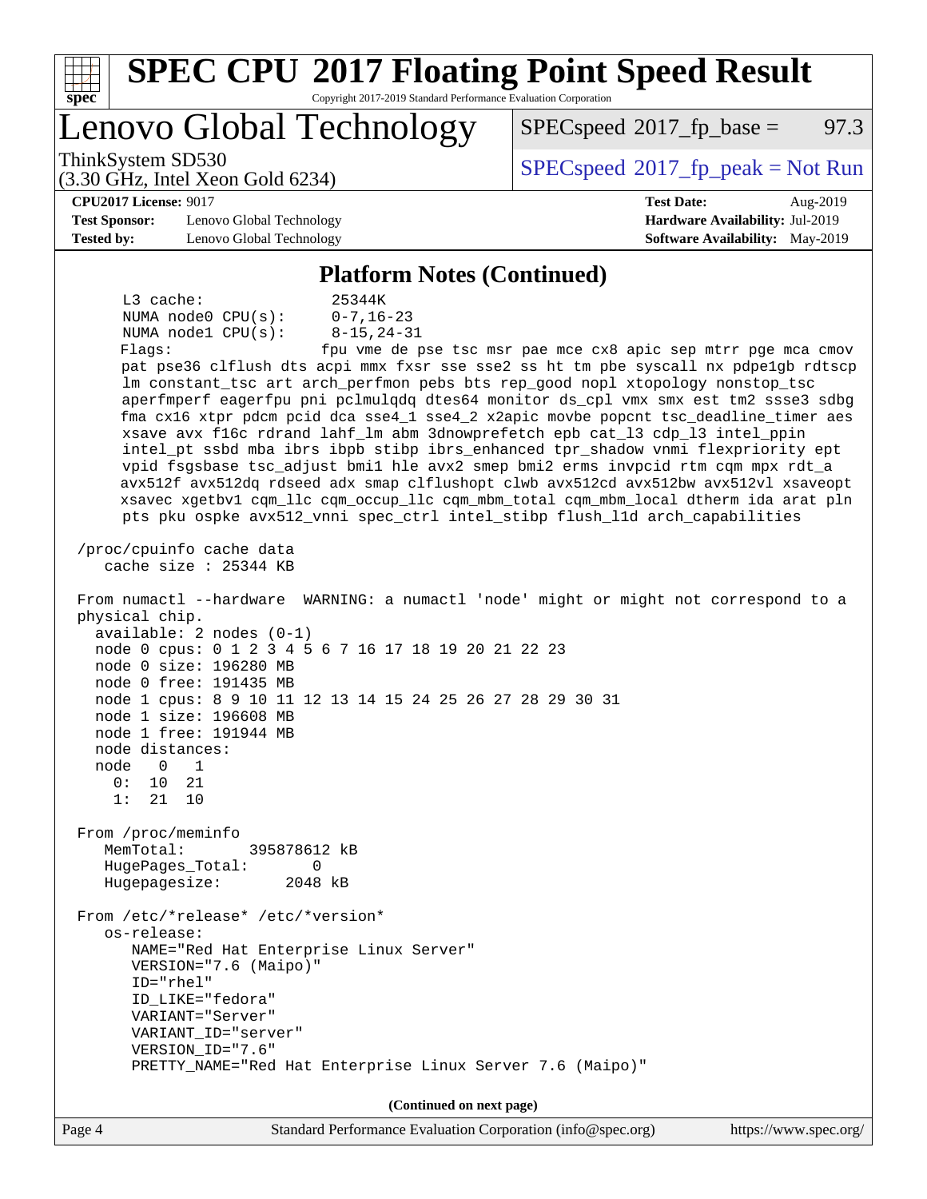## Platform Notes (Continued)

```
      L3 cache:              25344K
      NUMA node0 CPU(s):     0-7,16-23
      NUMA node1 CPU(s):     8-15,24-31
      Flags:                 fpu vme de pse tsc msr pae mce cx8 apic sep mtrr pge mca cmov
      pat pse36 clflush dts acpi mmx fxsr sse sse2 ss ht tm pbe syscall nx pdpe1gb rdtscp
      lm constant_tsc art arch_perfmon pebs bts rep_good nopl xtopology nonstop_tsc
      aperfmperf eagerfpu pni pclmulqdq dtes64 monitor ds_cpl vmx smx est tm2 ssse3 sdbg
      fma cx16 xtpr pdcm pcid dca sse4_1 sse4_2 x2apic movbe popcnt tsc_deadline_timer aes
      xsave avx f16c rdrand lahf_lm abm 3dnowprefetch epb cat_l3 cdp_l3 intel_ppin
      intel_pt ssbd mba ibrs ibpb stibp ibrs_enhanced tpr_shadow vnmi flexpriority ept
      vpid fsgsbase tsc_adjust bmi1 hle avx2 smep bmi2 erms invpcid rtm cqm mpx rdt_a
      avx512f avx512dq rdseed adx smap clflushopt clwb avx512cd avx512bw avx512vl xsaveopt
      xsavec xgetbv1 cqm_llc cqm_occup_llc cqm_mbm_total cqm_mbm_local dtherm ida arat pln
      pts pku ospke avx512_vnni spec_ctrl intel_stibp flush_l1d arch_capabilities

 /proc/cpuinfo cache data
    cache size : 25344 KB

 From numactl --hardware  WARNING: a numactl 'node' might or might not correspond to a
 physical chip.
   available: 2 nodes (0-1)
   node 0 cpus: 0 1 2 3 4 5 6 7 16 17 18 19 20 21 22 23
   node 0 size: 196280 MB
   node 0 free: 191435 MB
   node 1 cpus: 8 9 10 11 12 13 14 15 24 25 26 27 28 29 30 31
   node 1 size: 196608 MB
   node 1 free: 191944 MB
   node distances:
   node   0   1
     0:  10  21
     1:  21  10

 From /proc/meminfo
    MemTotal:       395878612 kB
    HugePages_Total:       0
    Hugepagesize:       2048 kB

 From /etc/*release* /etc/*version*
    os-release:
       NAME="Red Hat Enterprise Linux Server"
       VERSION="7.6 (Maipo)"
       ID="rhel"
       ID_LIKE="fedora"
       VARIANT="Server"
       VARIANT_ID="server"
       VERSION_ID="7.6"
       PRETTY_NAME="Red Hat Enterprise Linux Server 7.6 (Maipo)"
```

**(Continued on next page)**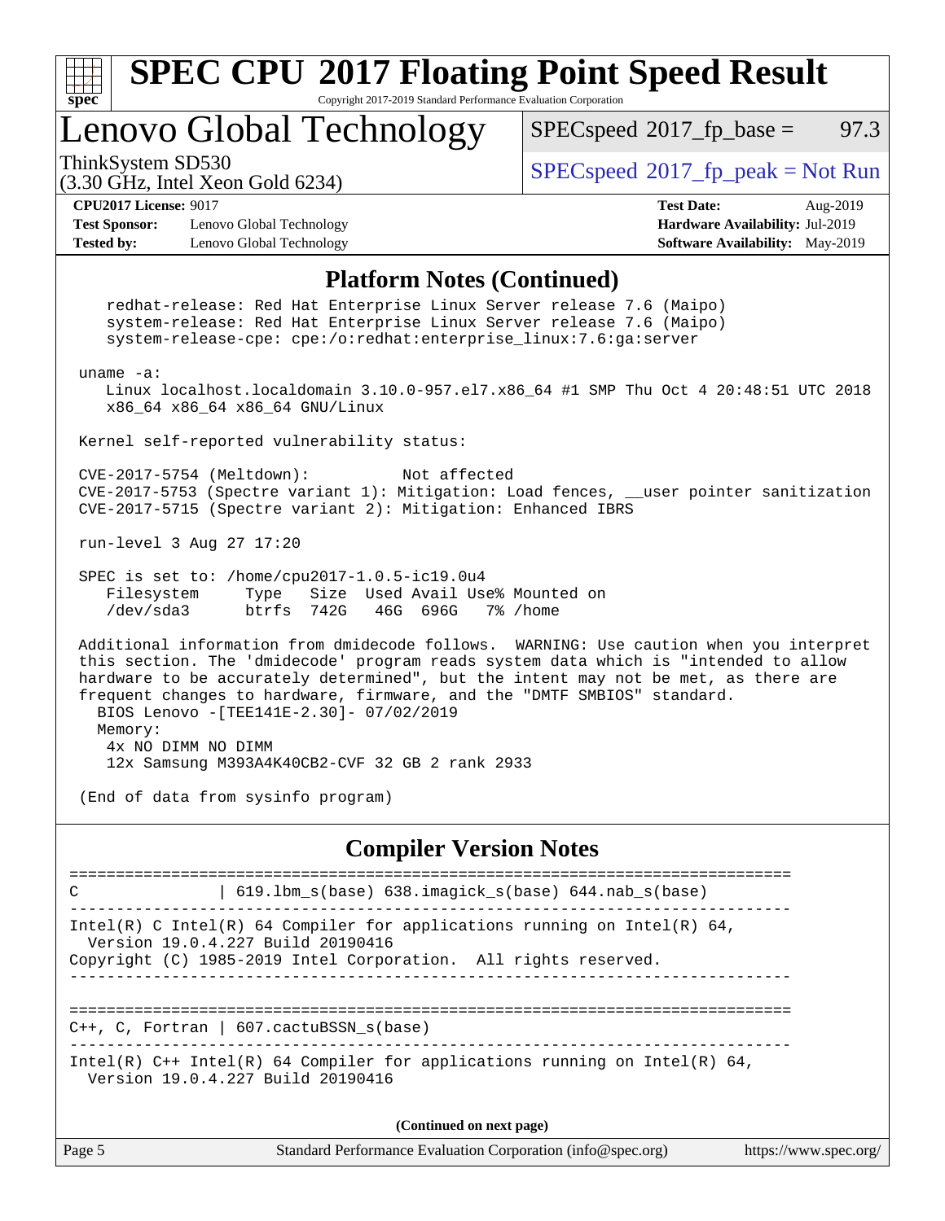# Lenovo Global Technology

ThinkSystem SD530 (3.30 GHz, Intel Xeon Gold 6234)

SPECspeed 2017_fp_base = 97.3

SPECspeed 2017_fp_peak = Not Run

**CPU2017 License:** 9017
**Test Sponsor:** Lenovo Global Technology
**Tested by:** Lenovo Global Technology
**Test Date:** Aug-2019
**Hardware Availability:** Jul-2019
**Software Availability:** May-2019

## Platform Notes (Continued)

```
    redhat-release: Red Hat Enterprise Linux Server release 7.6 (Maipo)
    system-release: Red Hat Enterprise Linux Server release 7.6 (Maipo)
    system-release-cpe: cpe:/o:redhat:enterprise_linux:7.6:ga:server

 uname -a:
    Linux localhost.localdomain 3.10.0-957.el7.x86_64 #1 SMP Thu Oct 4 20:48:51 UTC 2018
    x86_64 x86_64 x86_64 GNU/Linux

 Kernel self-reported vulnerability status:

 CVE-2017-5754 (Meltdown):          Not affected
 CVE-2017-5753 (Spectre variant 1): Mitigation: Load fences, __user pointer sanitization
 CVE-2017-5715 (Spectre variant 2): Mitigation: Enhanced IBRS

 run-level 3 Aug 27 17:20

 SPEC is set to: /home/cpu2017-1.0.5-ic19.0u4
    Filesystem     Type   Size  Used Avail Use% Mounted on
    /dev/sda3      btrfs  742G   46G  696G   7% /home

 Additional information from dmidecode follows.  WARNING: Use caution when you interpret
 this section. The 'dmidecode' program reads system data which is "intended to allow
 hardware to be accurately determined", but the intent may not be met, as there are
 frequent changes to hardware, firmware, and the "DMTF SMBIOS" standard.
   BIOS Lenovo -[TEE141E-2.30]- 07/02/2019
   Memory:
    4x NO DIMM NO DIMM
    12x Samsung M393A4K40CB2-CVF 32 GB 2 rank 2933

 (End of data from sysinfo program)
```

## Compiler Version Notes

```
==============================================================================
C               | 619.lbm_s(base) 638.imagick_s(base) 644.nab_s(base)
------------------------------------------------------------------------------
Intel(R) C Intel(R) 64 Compiler for applications running on Intel(R) 64,
  Version 19.0.4.227 Build 20190416
Copyright (C) 1985-2019 Intel Corporation.  All rights reserved.
------------------------------------------------------------------------------

==============================================================================
C++, C, Fortran | 607.cactuBSSN_s(base)
------------------------------------------------------------------------------
Intel(R) C++ Intel(R) 64 Compiler for applications running on Intel(R) 64,
  Version 19.0.4.227 Build 20190416
```

(Continued on next page)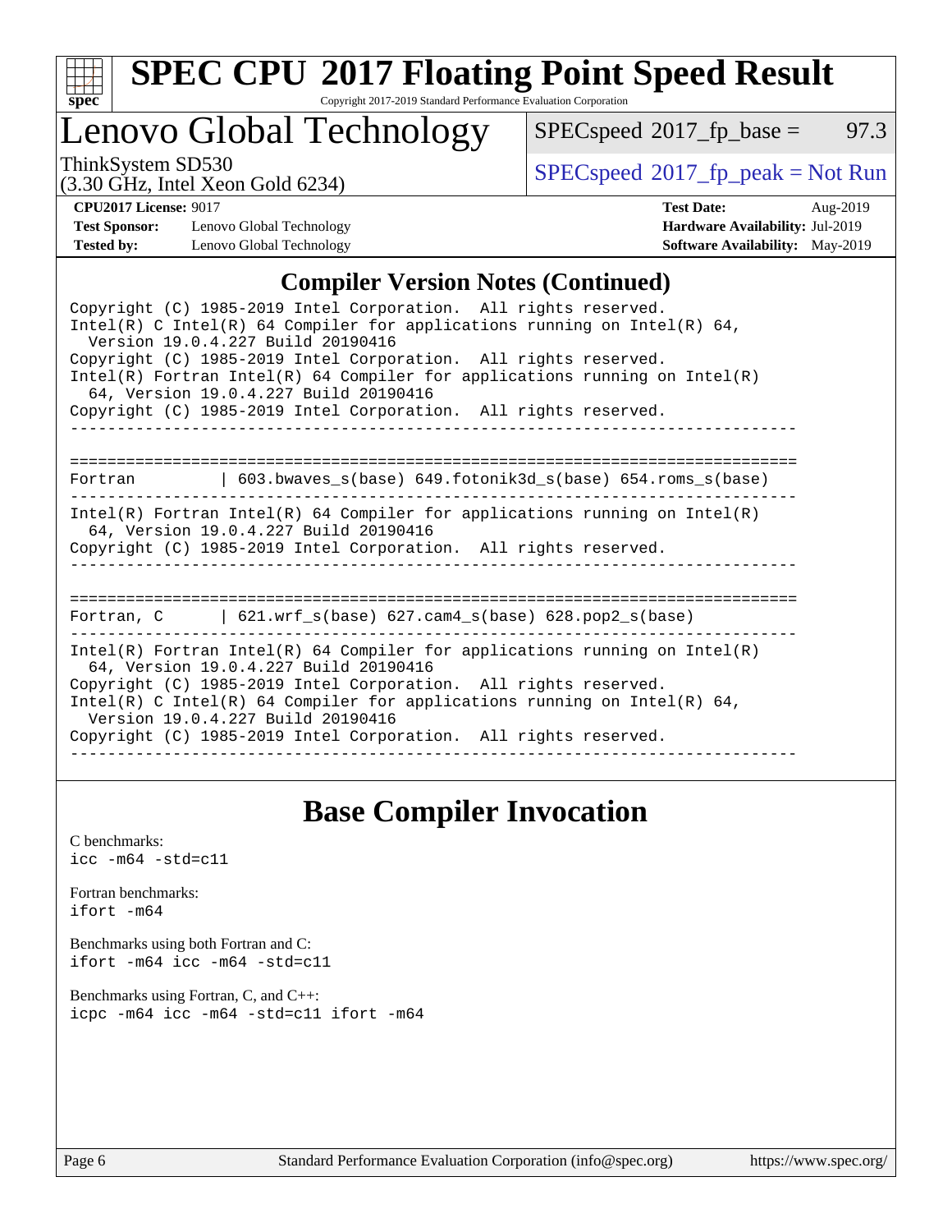# SPEC CPU 2017 Floating Point Speed Result

Copyright 2017-2019 Standard Performance Evaluation Corporation

## Lenovo Global Technology

ThinkSystem SD530
(3.30 GHz, Intel Xeon Gold 6234)

SPECspeed 2017_fp_base = 97.3

SPECspeed 2017_fp_peak = Not Run

**CPU2017 License:** 9017
**Test Sponsor:** Lenovo Global Technology
**Tested by:** Lenovo Global Technology
**Test Date:** Aug-2019
**Hardware Availability:** Jul-2019
**Software Availability:** May-2019

## Compiler Version Notes (Continued)

```
Copyright (C) 1985-2019 Intel Corporation.  All rights reserved.
Intel(R) C Intel(R) 64 Compiler for applications running on Intel(R) 64,
  Version 19.0.4.227 Build 20190416
Copyright (C) 1985-2019 Intel Corporation.  All rights reserved.
Intel(R) Fortran Intel(R) 64 Compiler for applications running on Intel(R)
  64, Version 19.0.4.227 Build 20190416
Copyright (C) 1985-2019 Intel Corporation.  All rights reserved.
------------------------------------------------------------------------------

==============================================================================
Fortran         | 603.bwaves_s(base) 649.fotonik3d_s(base) 654.roms_s(base)
------------------------------------------------------------------------------
Intel(R) Fortran Intel(R) 64 Compiler for applications running on Intel(R)
  64, Version 19.0.4.227 Build 20190416
Copyright (C) 1985-2019 Intel Corporation.  All rights reserved.
------------------------------------------------------------------------------

==============================================================================
Fortran, C      | 621.wrf_s(base) 627.cam4_s(base) 628.pop2_s(base)
------------------------------------------------------------------------------
Intel(R) Fortran Intel(R) 64 Compiler for applications running on Intel(R)
  64, Version 19.0.4.227 Build 20190416
Copyright (C) 1985-2019 Intel Corporation.  All rights reserved.
Intel(R) C Intel(R) 64 Compiler for applications running on Intel(R) 64,
  Version 19.0.4.227 Build 20190416
Copyright (C) 1985-2019 Intel Corporation.  All rights reserved.
------------------------------------------------------------------------------
```

## Base Compiler Invocation

C benchmarks:
icc -m64 -std=c11

Fortran benchmarks:
ifort -m64

Benchmarks using both Fortran and C:
ifort -m64 icc -m64 -std=c11

Benchmarks using Fortran, C, and C++:
icpc -m64 icc -m64 -std=c11 ifort -m64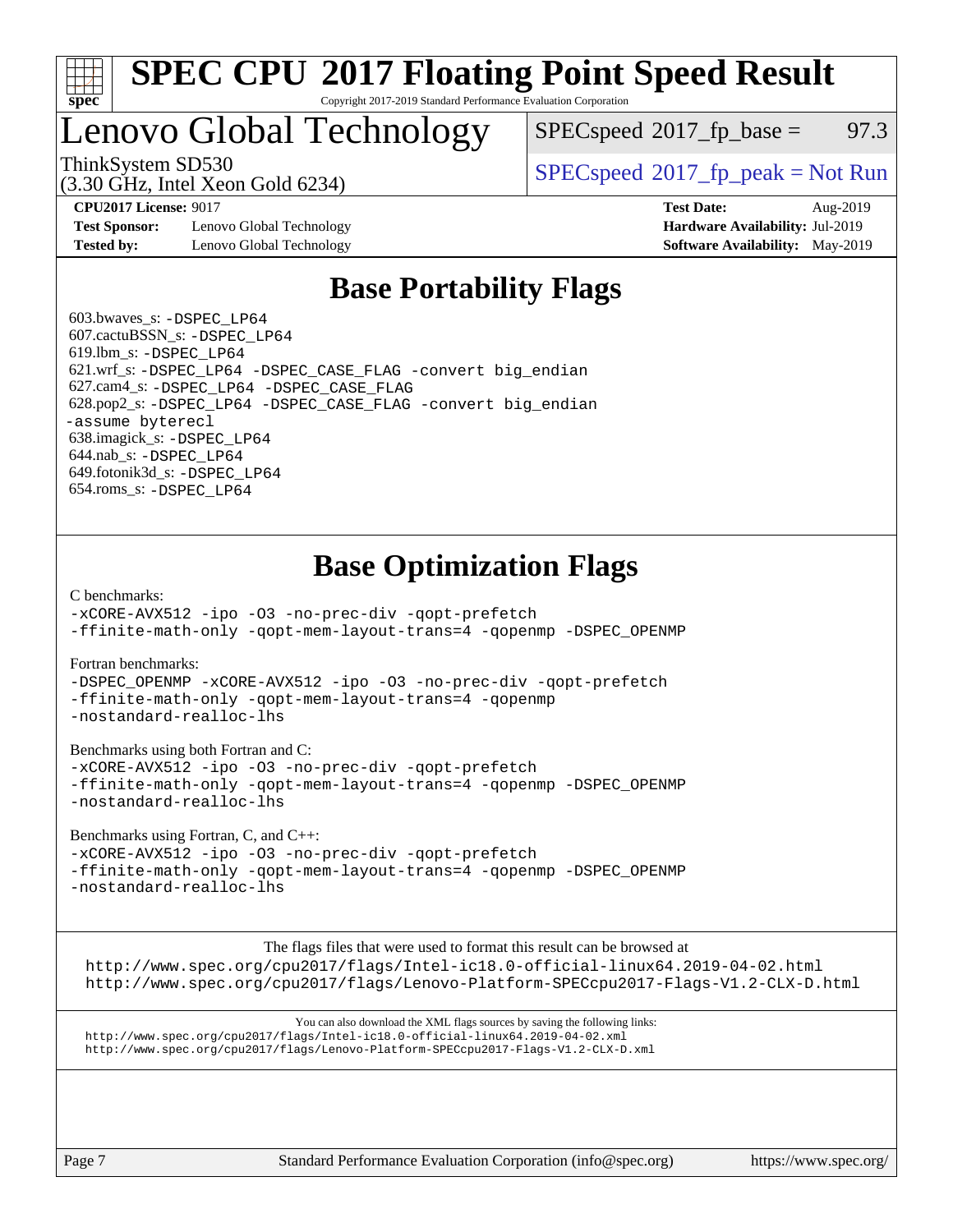# SPEC CPU 2017 Floating Point Speed Result

Copyright 2017-2019 Standard Performance Evaluation Corporation

## Lenovo Global Technology

ThinkSystem SD530
(3.30 GHz, Intel Xeon Gold 6234)

SPECspeed 2017_fp_base = 97.3

SPECspeed 2017_fp_peak = Not Run

**CPU2017 License:** 9017
**Test Sponsor:** Lenovo Global Technology
**Tested by:** Lenovo Global Technology

**Test Date:** Aug-2019
**Hardware Availability:** Jul-2019
**Software Availability:** May-2019

## Base Portability Flags

603.bwaves_s: -DSPEC_LP64
607.cactuBSSN_s: -DSPEC_LP64
619.lbm_s: -DSPEC_LP64
621.wrf_s: -DSPEC_LP64 -DSPEC_CASE_FLAG -convert big_endian
627.cam4_s: -DSPEC_LP64 -DSPEC_CASE_FLAG
628.pop2_s: -DSPEC_LP64 -DSPEC_CASE_FLAG -convert big_endian -assume byterecl
638.imagick_s: -DSPEC_LP64
644.nab_s: -DSPEC_LP64
649.fotonik3d_s: -DSPEC_LP64
654.roms_s: -DSPEC_LP64

## Base Optimization Flags

C benchmarks:
-xCORE-AVX512 -ipo -O3 -no-prec-div -qopt-prefetch
-ffinite-math-only -qopt-mem-layout-trans=4 -qopenmp -DSPEC_OPENMP

Fortran benchmarks:
-DSPEC_OPENMP -xCORE-AVX512 -ipo -O3 -no-prec-div -qopt-prefetch
-ffinite-math-only -qopt-mem-layout-trans=4 -qopenmp
-nostandard-realloc-lhs

Benchmarks using both Fortran and C:
-xCORE-AVX512 -ipo -O3 -no-prec-div -qopt-prefetch
-ffinite-math-only -qopt-mem-layout-trans=4 -qopenmp -DSPEC_OPENMP
-nostandard-realloc-lhs

Benchmarks using Fortran, C, and C++:
-xCORE-AVX512 -ipo -O3 -no-prec-div -qopt-prefetch
-ffinite-math-only -qopt-mem-layout-trans=4 -qopenmp -DSPEC_OPENMP
-nostandard-realloc-lhs

The flags files that were used to format this result can be browsed at
http://www.spec.org/cpu2017/flags/Intel-ic18.0-official-linux64.2019-04-02.html
http://www.spec.org/cpu2017/flags/Lenovo-Platform-SPECcpu2017-Flags-V1.2-CLX-D.html

You can also download the XML flags sources by saving the following links:
http://www.spec.org/cpu2017/flags/Intel-ic18.0-official-linux64.2019-04-02.xml
http://www.spec.org/cpu2017/flags/Lenovo-Platform-SPECcpu2017-Flags-V1.2-CLX-D.xml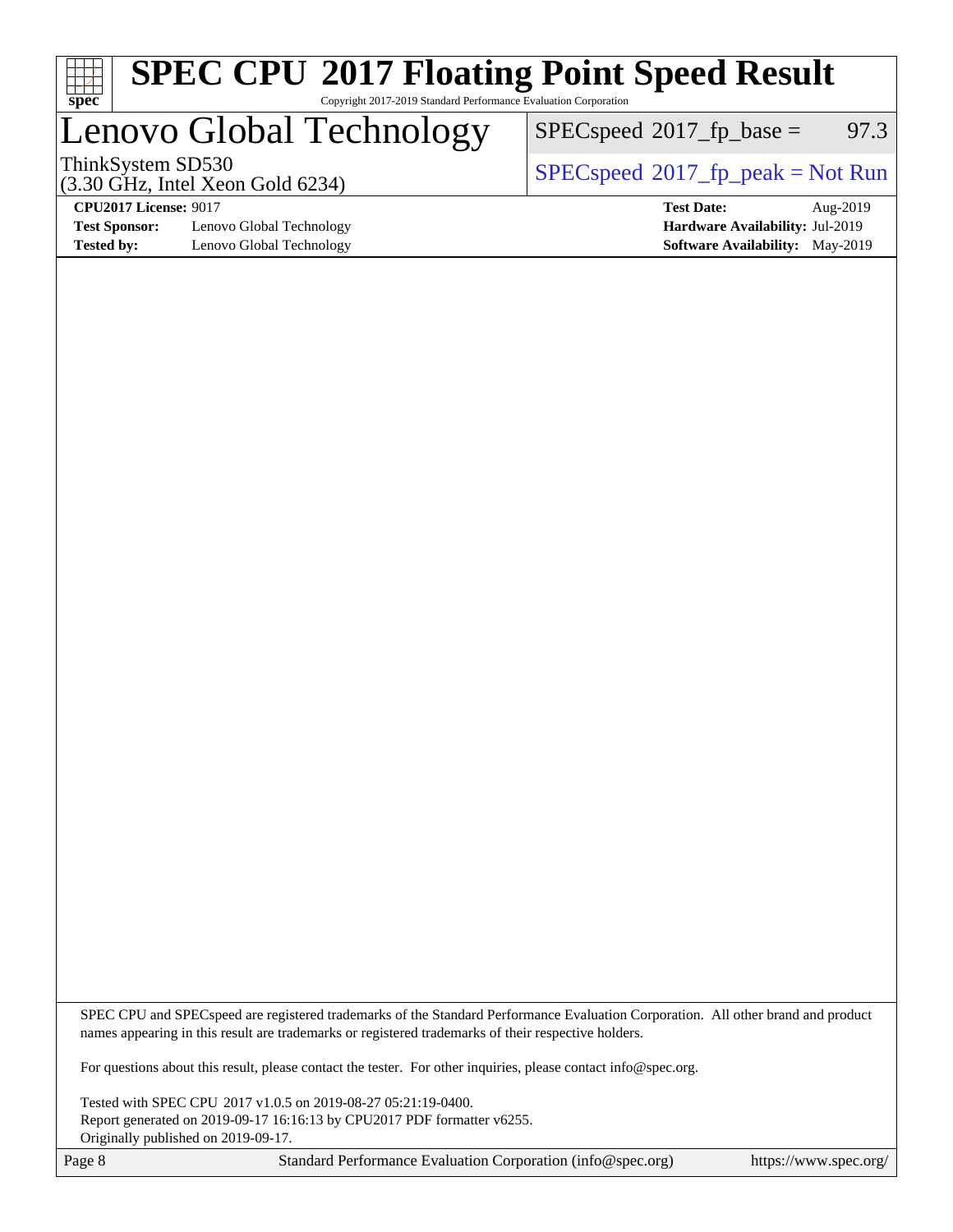SPEC CPU and SPECspeed are registered trademarks of the Standard Performance Evaluation Corporation. All other brand and product names appearing in this result are trademarks or registered trademarks of their respective holders.

For questions about this result, please contact the tester. For other inquiries, please contact info@spec.org.

Tested with SPEC CPU 2017 v1.0.5 on 2019-08-27 05:21:19-0400.
Report generated on 2019-09-17 16:16:13 by CPU2017 PDF formatter v6255.
Originally published on 2019-09-17.